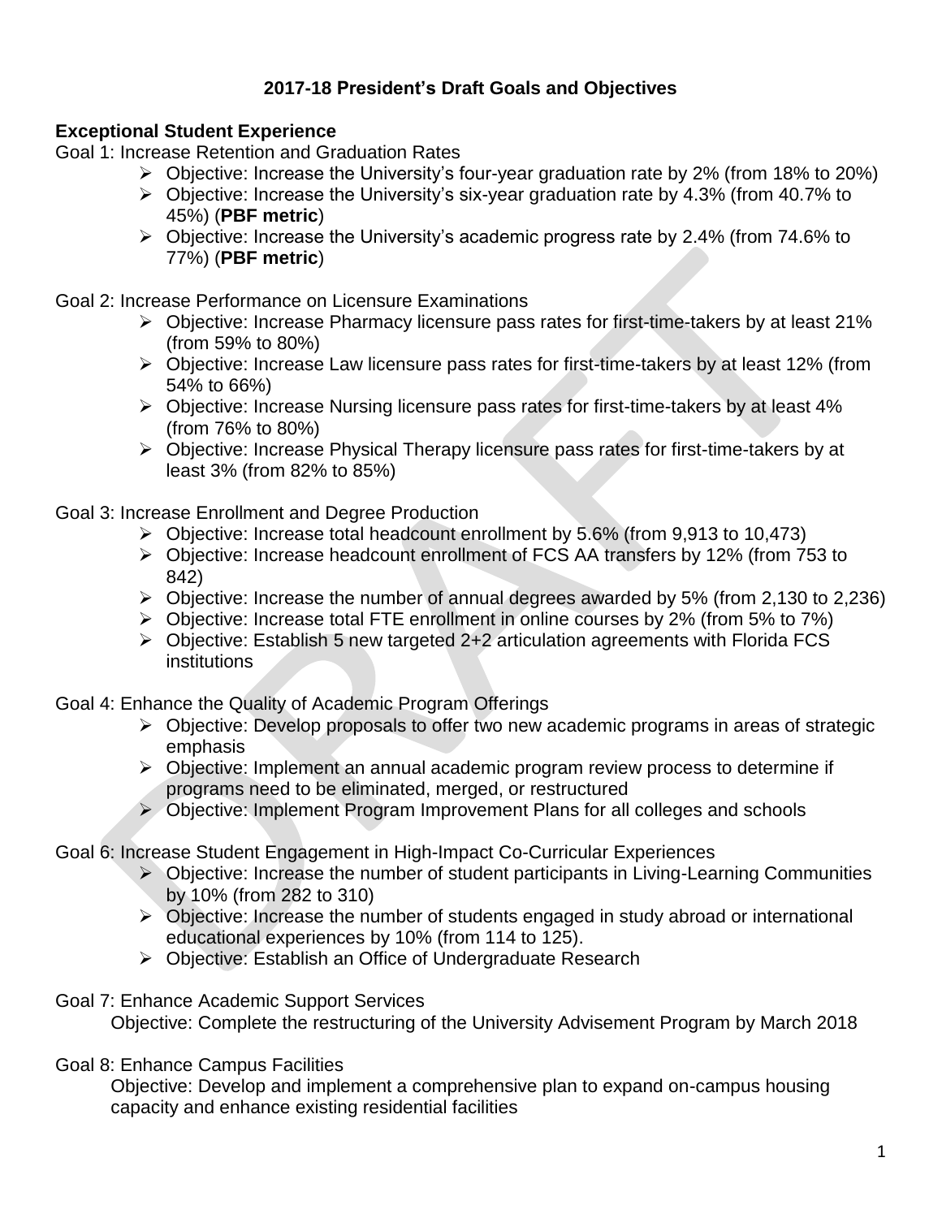# 2017-18 President's Draft Goals and Objectives

## Exceptional Student Experience

Goal 1: Increase Retention and Graduation Rates

- Objective: Increase the University's four-year graduation rate by 2% (from 18% to 20%)
- Objective: Increase the University's six-year graduation rate by 4.3% (from 40.7% to 45%) (**PBF metric**)
- Objective: Increase the University's academic progress rate by 2.4% (from 74.6% to 77%) (**PBF metric**)

Goal 2: Increase Performance on Licensure Examinations

- Objective: Increase Pharmacy licensure pass rates for first-time-takers by at least 21% (from 59% to 80%)
- Objective: Increase Law licensure pass rates for first-time-takers by at least 12% (from 54% to 66%)
- Objective: Increase Nursing licensure pass rates for first-time-takers by at least 4% (from 76% to 80%)
- Objective: Increase Physical Therapy licensure pass rates for first-time-takers by at least 3% (from 82% to 85%)

Goal 3: Increase Enrollment and Degree Production

- Objective: Increase total headcount enrollment by 5.6% (from 9,913 to 10,473)
- Objective: Increase headcount enrollment of FCS AA transfers by 12% (from 753 to 842)
- Objective: Increase the number of annual degrees awarded by 5% (from 2,130 to 2,236)
- Objective: Increase total FTE enrollment in online courses by 2% (from 5% to 7%)
- Objective: Establish 5 new targeted 2+2 articulation agreements with Florida FCS institutions

Goal 4: Enhance the Quality of Academic Program Offerings

- Objective: Develop proposals to offer two new academic programs in areas of strategic emphasis
- Objective: Implement an annual academic program review process to determine if programs need to be eliminated, merged, or restructured
- Objective: Implement Program Improvement Plans for all colleges and schools

Goal 6: Increase Student Engagement in High-Impact Co-Curricular Experiences

- Objective: Increase the number of student participants in Living-Learning Communities by 10% (from 282 to 310)
- Objective: Increase the number of students engaged in study abroad or international educational experiences by 10% (from 114 to 125).
- Objective: Establish an Office of Undergraduate Research

Goal 7: Enhance Academic Support Services

Objective: Complete the restructuring of the University Advisement Program by March 2018

Goal 8: Enhance Campus Facilities

Objective: Develop and implement a comprehensive plan to expand on-campus housing capacity and enhance existing residential facilities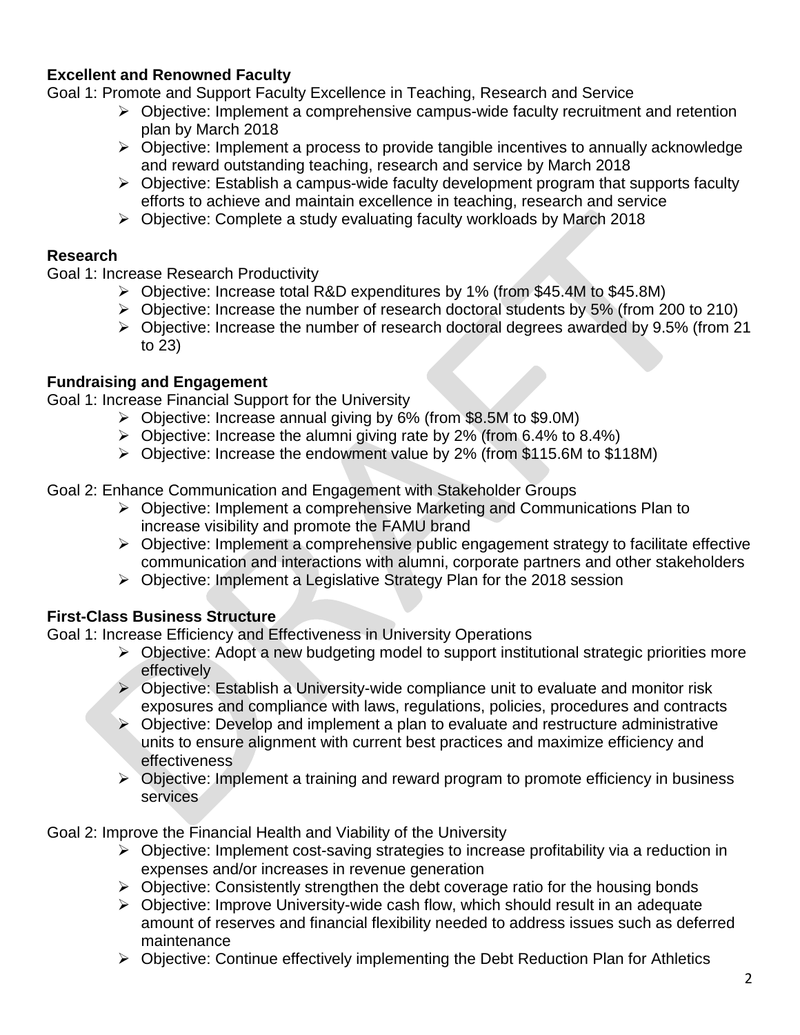**Excellent and Renowned Faculty**

Goal 1: Promote and Support Faculty Excellence in Teaching, Research and Service

- Objective: Implement a comprehensive campus-wide faculty recruitment and retention plan by March 2018
- Objective: Implement a process to provide tangible incentives to annually acknowledge and reward outstanding teaching, research and service by March 2018
- Objective: Establish a campus-wide faculty development program that supports faculty efforts to achieve and maintain excellence in teaching, research and service
- Objective: Complete a study evaluating faculty workloads by March 2018

**Research**

Goal 1: Increase Research Productivity

- Objective: Increase total R&D expenditures by 1% (from $45.4M to $45.8M)
- Objective: Increase the number of research doctoral students by 5% (from 200 to 210)
- Objective: Increase the number of research doctoral degrees awarded by 9.5% (from 21 to 23)

**Fundraising and Engagement**

Goal 1: Increase Financial Support for the University

- Objective: Increase annual giving by 6% (from $8.5M to $9.0M)
- Objective: Increase the alumni giving rate by 2% (from 6.4% to 8.4%)
- Objective: Increase the endowment value by 2% (from $115.6M to $118M)

Goal 2: Enhance Communication and Engagement with Stakeholder Groups

- Objective: Implement a comprehensive Marketing and Communications Plan to increase visibility and promote the FAMU brand
- Objective: Implement a comprehensive public engagement strategy to facilitate effective communication and interactions with alumni, corporate partners and other stakeholders
- Objective: Implement a Legislative Strategy Plan for the 2018 session

**First-Class Business Structure**

Goal 1: Increase Efficiency and Effectiveness in University Operations

- Objective: Adopt a new budgeting model to support institutional strategic priorities more effectively
- Objective: Establish a University-wide compliance unit to evaluate and monitor risk exposures and compliance with laws, regulations, policies, procedures and contracts
- Objective: Develop and implement a plan to evaluate and restructure administrative units to ensure alignment with current best practices and maximize efficiency and effectiveness
- Objective: Implement a training and reward program to promote efficiency in business services

Goal 2: Improve the Financial Health and Viability of the University

- Objective: Implement cost-saving strategies to increase profitability via a reduction in expenses and/or increases in revenue generation
- Objective: Consistently strengthen the debt coverage ratio for the housing bonds
- Objective: Improve University-wide cash flow, which should result in an adequate amount of reserves and financial flexibility needed to address issues such as deferred maintenance
- Objective: Continue effectively implementing the Debt Reduction Plan for Athletics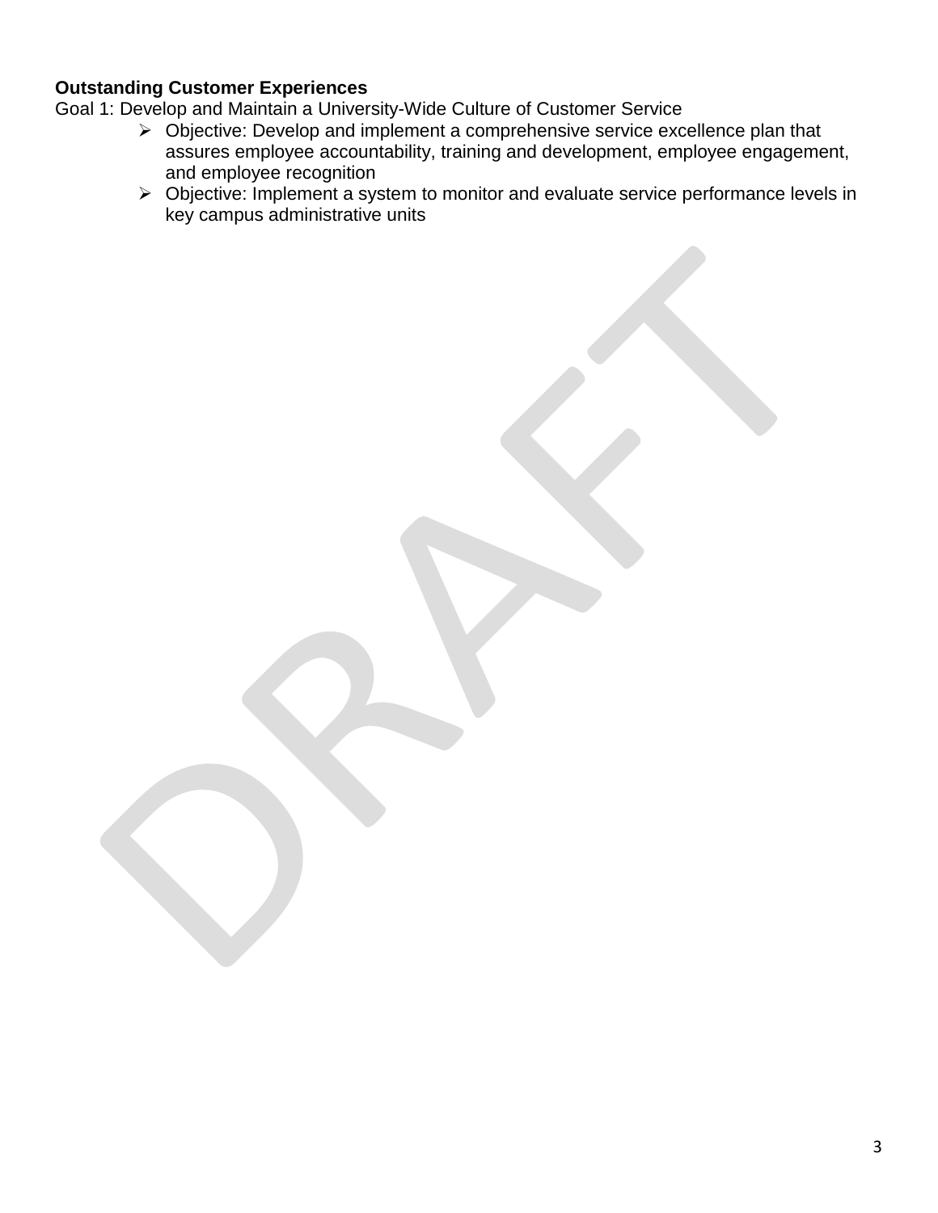**Outstanding Customer Experiences**

Goal 1: Develop and Maintain a University-Wide Culture of Customer Service

- Objective: Develop and implement a comprehensive service excellence plan that assures employee accountability, training and development, employee engagement, and employee recognition
- Objective: Implement a system to monitor and evaluate service performance levels in key campus administrative units